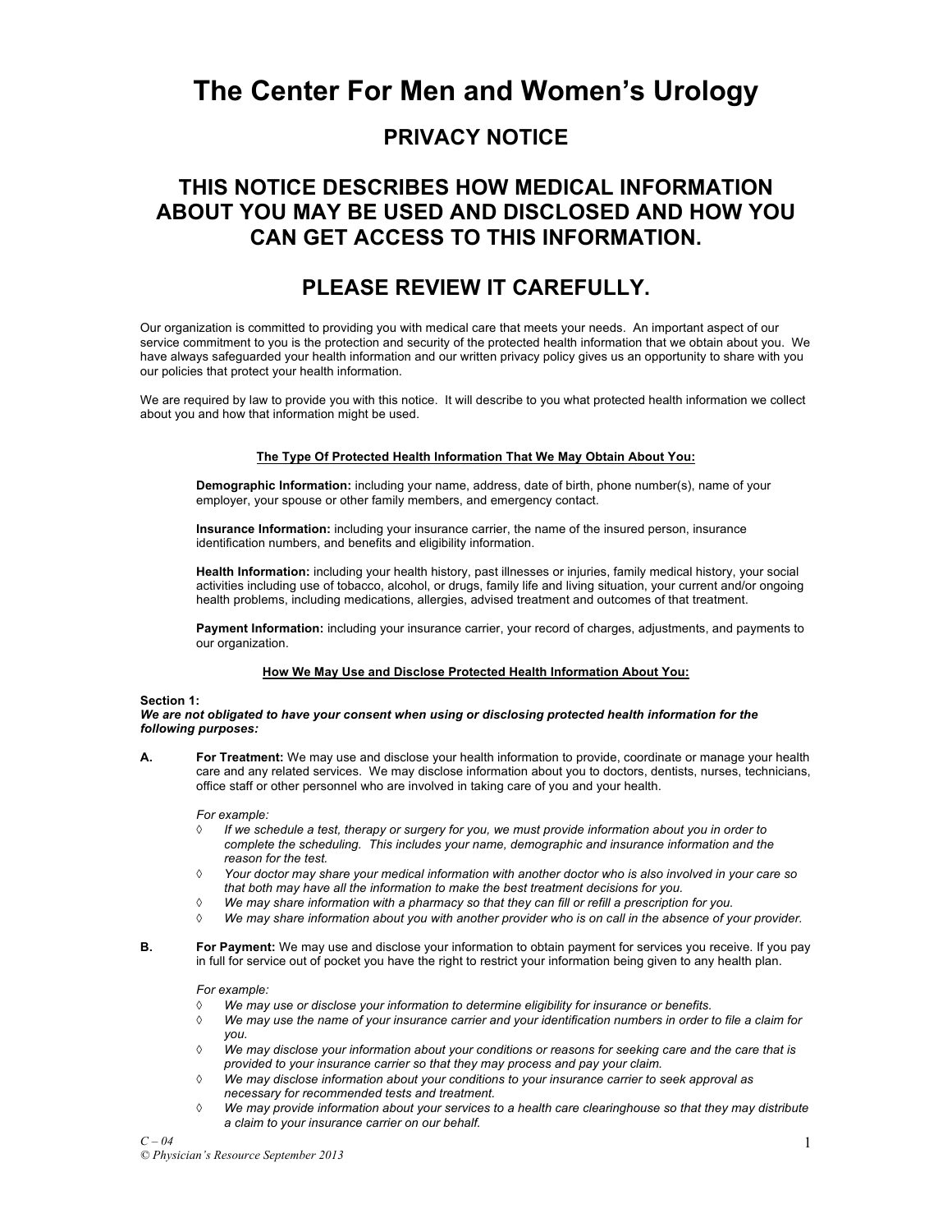# The Center For Men and Women's Urology

## PRIVACY NOTICE

## THIS NOTICE DESCRIBES HOW MEDICAL INFORMATION ABOUT YOU MAY BE USED AND DISCLOSED AND HOW YOU CAN GET ACCESS TO THIS INFORMATION.

## PLEASE REVIEW IT CAREFULLY.

Our organization is committed to providing you with medical care that meets your needs. An important aspect of our service commitment to you is the protection and security of the protected health information that we obtain about you. We have always safeguarded your health information and our written privacy policy gives us an opportunity to share with you our policies that protect your health information.

We are required by law to provide you with this notice. It will describe to you what protected health information we collect about you and how that information might be used.

**The Type Of Protected Health Information That We May Obtain About You:**

**Demographic Information:** including your name, address, date of birth, phone number(s), name of your employer, your spouse or other family members, and emergency contact.

**Insurance Information:** including your insurance carrier, the name of the insured person, insurance identification numbers, and benefits and eligibility information.

**Health Information:** including your health history, past illnesses or injuries, family medical history, your social activities including use of tobacco, alcohol, or drugs, family life and living situation, your current and/or ongoing health problems, including medications, allergies, advised treatment and outcomes of that treatment.

**Payment Information:** including your insurance carrier, your record of charges, adjustments, and payments to our organization.

**How We May Use and Disclose Protected Health Information About You:**

**Section 1:**
***We are not obligated to have your consent when using or disclosing protected health information for the following purposes:***

**A. For Treatment:** We may use and disclose your health information to provide, coordinate or manage your health care and any related services. We may disclose information about you to doctors, dentists, nurses, technicians, office staff or other personnel who are involved in taking care of you and your health.

*For example:*

- ◊ *If we schedule a test, therapy or surgery for you, we must provide information about you in order to complete the scheduling. This includes your name, demographic and insurance information and the reason for the test.*
- ◊ *Your doctor may share your medical information with another doctor who is also involved in your care so that both may have all the information to make the best treatment decisions for you.*
- ◊ *We may share information with a pharmacy so that they can fill or refill a prescription for you.*
- ◊ *We may share information about you with another provider who is on call in the absence of your provider.*

**B. For Payment:** We may use and disclose your information to obtain payment for services you receive. If you pay in full for service out of pocket you have the right to restrict your information being given to any health plan.

*For example:*

- ◊ *We may use or disclose your information to determine eligibility for insurance or benefits.*
- ◊ *We may use the name of your insurance carrier and your identification numbers in order to file a claim for you.*
- ◊ *We may disclose your information about your conditions or reasons for seeking care and the care that is provided to your insurance carrier so that they may process and pay your claim.*
- ◊ *We may disclose information about your conditions to your insurance carrier to seek approval as necessary for recommended tests and treatment.*
- ◊ *We may provide information about your services to a health care clearinghouse so that they may distribute a claim to your insurance carrier on our behalf.*

*C – 04*
*© Physician's Resource September 2013*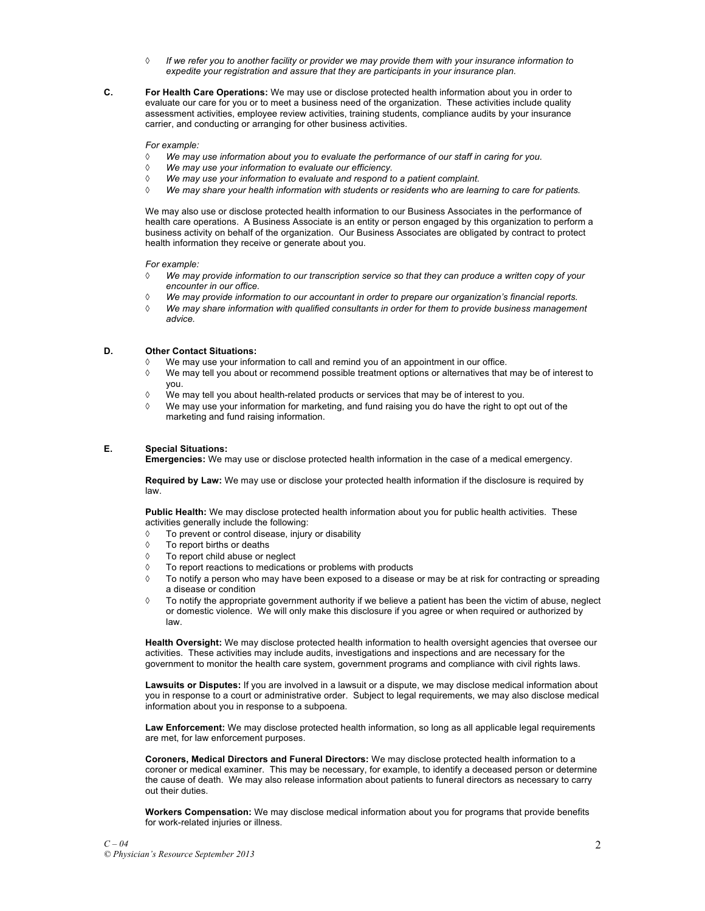- *If we refer you to another facility or provider we may provide them with your insurance information to expedite your registration and assure that they are participants in your insurance plan.*

**C. For Health Care Operations:** We may use or disclose protected health information about you in order to evaluate our care for you or to meet a business need of the organization. These activities include quality assessment activities, employee review activities, training students, compliance audits by your insurance carrier, and conducting or arranging for other business activities.

*For example:*

- *We may use information about you to evaluate the performance of our staff in caring for you.*
- *We may use your information to evaluate our efficiency.*
- *We may use your information to evaluate and respond to a patient complaint.*
- *We may share your health information with students or residents who are learning to care for patients.*

We may also use or disclose protected health information to our Business Associates in the performance of health care operations. A Business Associate is an entity or person engaged by this organization to perform a business activity on behalf of the organization. Our Business Associates are obligated by contract to protect health information they receive or generate about you.

*For example:*

- *We may provide information to our transcription service so that they can produce a written copy of your encounter in our office.*
- *We may provide information to our accountant in order to prepare our organization's financial reports.*
- *We may share information with qualified consultants in order for them to provide business management advice.*

**D. Other Contact Situations:**

- We may use your information to call and remind you of an appointment in our office.
- We may tell you about or recommend possible treatment options or alternatives that may be of interest to you.
- We may tell you about health-related products or services that may be of interest to you.
- We may use your information for marketing, and fund raising you do have the right to opt out of the marketing and fund raising information.

**E. Special Situations:**

**Emergencies:** We may use or disclose protected health information in the case of a medical emergency.

**Required by Law:** We may use or disclose your protected health information if the disclosure is required by law.

**Public Health:** We may disclose protected health information about you for public health activities. These activities generally include the following:

- To prevent or control disease, injury or disability
- To report births or deaths
- To report child abuse or neglect
- To report reactions to medications or problems with products
- To notify a person who may have been exposed to a disease or may be at risk for contracting or spreading a disease or condition
- To notify the appropriate government authority if we believe a patient has been the victim of abuse, neglect or domestic violence. We will only make this disclosure if you agree or when required or authorized by law.

**Health Oversight:** We may disclose protected health information to health oversight agencies that oversee our activities. These activities may include audits, investigations and inspections and are necessary for the government to monitor the health care system, government programs and compliance with civil rights laws.

**Lawsuits or Disputes:** If you are involved in a lawsuit or a dispute, we may disclose medical information about you in response to a court or administrative order. Subject to legal requirements, we may also disclose medical information about you in response to a subpoena.

**Law Enforcement:** We may disclose protected health information, so long as all applicable legal requirements are met, for law enforcement purposes.

**Coroners, Medical Directors and Funeral Directors:** We may disclose protected health information to a coroner or medical examiner. This may be necessary, for example, to identify a deceased person or determine the cause of death. We may also release information about patients to funeral directors as necessary to carry out their duties.

**Workers Compensation:** We may disclose medical information about you for programs that provide benefits for work-related injuries or illness.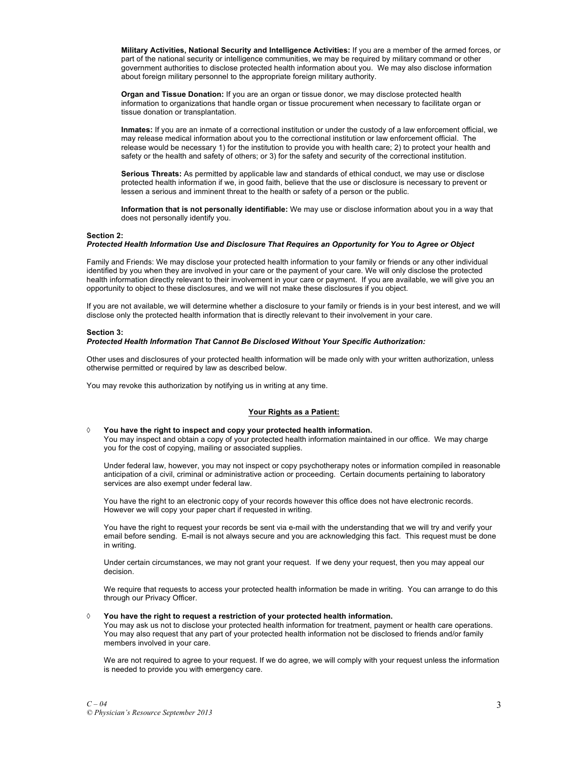**Military Activities, National Security and Intelligence Activities:** If you are a member of the armed forces, or part of the national security or intelligence communities, we may be required by military command or other government authorities to disclose protected health information about you. We may also disclose information about foreign military personnel to the appropriate foreign military authority.

**Organ and Tissue Donation:** If you are an organ or tissue donor, we may disclose protected health information to organizations that handle organ or tissue procurement when necessary to facilitate organ or tissue donation or transplantation.

**Inmates:** If you are an inmate of a correctional institution or under the custody of a law enforcement official, we may release medical information about you to the correctional institution or law enforcement official. The release would be necessary 1) for the institution to provide you with health care; 2) to protect your health and safety or the health and safety of others; or 3) for the safety and security of the correctional institution.

**Serious Threats:** As permitted by applicable law and standards of ethical conduct, we may use or disclose protected health information if we, in good faith, believe that the use or disclosure is necessary to prevent or lessen a serious and imminent threat to the health or safety of a person or the public.

**Information that is not personally identifiable:** We may use or disclose information about you in a way that does not personally identify you.

**Section 2:**
***Protected Health Information Use and Disclosure That Requires an Opportunity for You to Agree or Object***

Family and Friends: We may disclose your protected health information to your family or friends or any other individual identified by you when they are involved in your care or the payment of your care. We will only disclose the protected health information directly relevant to their involvement in your care or payment. If you are available, we will give you an opportunity to object to these disclosures, and we will not make these disclosures if you object.

If you are not available, we will determine whether a disclosure to your family or friends is in your best interest, and we will disclose only the protected health information that is directly relevant to their involvement in your care.

**Section 3:**
***Protected Health Information That Cannot Be Disclosed Without Your Specific Authorization:***

Other uses and disclosures of your protected health information will be made only with your written authorization, unless otherwise permitted or required by law as described below.

You may revoke this authorization by notifying us in writing at any time.

## Your Rights as a Patient:

◊ **You have the right to inspect and copy your protected health information.**
You may inspect and obtain a copy of your protected health information maintained in our office. We may charge you for the cost of copying, mailing or associated supplies.

Under federal law, however, you may not inspect or copy psychotherapy notes or information compiled in reasonable anticipation of a civil, criminal or administrative action or proceeding. Certain documents pertaining to laboratory services are also exempt under federal law.

You have the right to an electronic copy of your records however this office does not have electronic records. However we will copy your paper chart if requested in writing.

You have the right to request your records be sent via e-mail with the understanding that we will try and verify your email before sending. E-mail is not always secure and you are acknowledging this fact. This request must be done in writing.

Under certain circumstances, we may not grant your request. If we deny your request, then you may appeal our decision.

We require that requests to access your protected health information be made in writing. You can arrange to do this through our Privacy Officer.

◊ **You have the right to request a restriction of your protected health information.**
You may ask us not to disclose your protected health information for treatment, payment or health care operations. You may also request that any part of your protected health information not be disclosed to friends and/or family members involved in your care.

We are not required to agree to your request. If we do agree, we will comply with your request unless the information is needed to provide you with emergency care.

*C – 04*
*© Physician's Resource September 2013*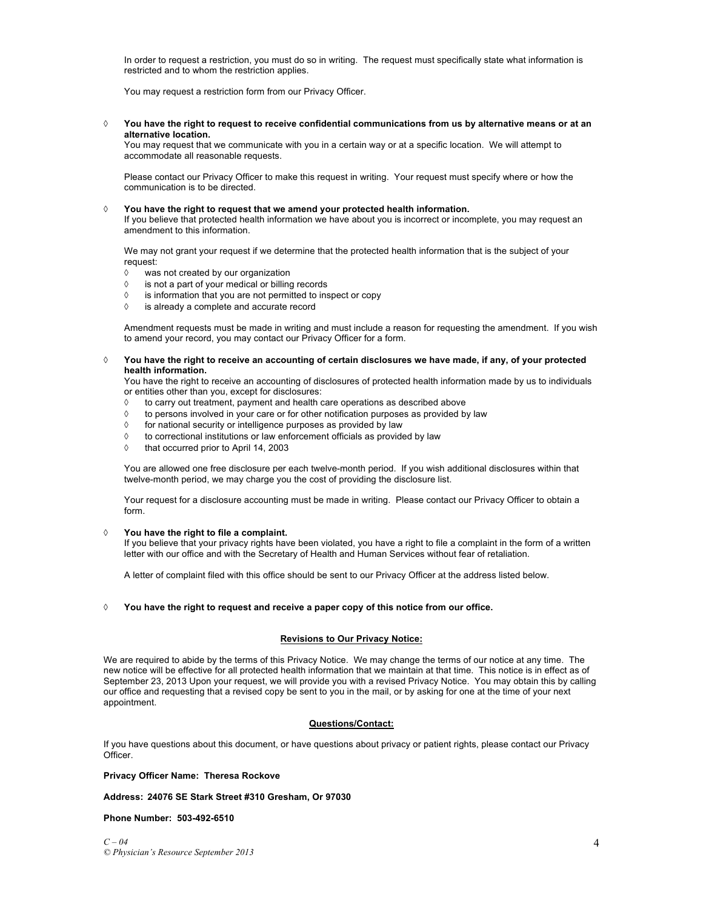In order to request a restriction, you must do so in writing. The request must specifically state what information is restricted and to whom the restriction applies.

You may request a restriction form from our Privacy Officer.

◊ **You have the right to request to receive confidential communications from us by alternative means or at an alternative location.**
You may request that we communicate with you in a certain way or at a specific location. We will attempt to accommodate all reasonable requests.

Please contact our Privacy Officer to make this request in writing. Your request must specify where or how the communication is to be directed.

◊ **You have the right to request that we amend your protected health information.**
If you believe that protected health information we have about you is incorrect or incomplete, you may request an amendment to this information.

We may not grant your request if we determine that the protected health information that is the subject of your request:

- ◊ was not created by our organization
- ◊ is not a part of your medical or billing records
- ◊ is information that you are not permitted to inspect or copy
- ◊ is already a complete and accurate record

Amendment requests must be made in writing and must include a reason for requesting the amendment. If you wish to amend your record, you may contact our Privacy Officer for a form.

◊ **You have the right to receive an accounting of certain disclosures we have made, if any, of your protected health information.**
You have the right to receive an accounting of disclosures of protected health information made by us to individuals or entities other than you, except for disclosures:

- ◊ to carry out treatment, payment and health care operations as described above
- ◊ to persons involved in your care or for other notification purposes as provided by law
- ◊ for national security or intelligence purposes as provided by law
- ◊ to correctional institutions or law enforcement officials as provided by law
- ◊ that occurred prior to April 14, 2003

You are allowed one free disclosure per each twelve-month period. If you wish additional disclosures within that twelve-month period, we may charge you the cost of providing the disclosure list.

Your request for a disclosure accounting must be made in writing. Please contact our Privacy Officer to obtain a form.

◊ **You have the right to file a complaint.**
If you believe that your privacy rights have been violated, you have a right to file a complaint in the form of a written letter with our office and with the Secretary of Health and Human Services without fear of retaliation.

A letter of complaint filed with this office should be sent to our Privacy Officer at the address listed below.

◊ **You have the right to request and receive a paper copy of this notice from our office.**

## Revisions to Our Privacy Notice:

We are required to abide by the terms of this Privacy Notice. We may change the terms of our notice at any time. The new notice will be effective for all protected health information that we maintain at that time. This notice is in effect as of September 23, 2013 Upon your request, we will provide you with a revised Privacy Notice. You may obtain this by calling our office and requesting that a revised copy be sent to you in the mail, or by asking for one at the time of your next appointment.

## Questions/Contact:

If you have questions about this document, or have questions about privacy or patient rights, please contact our Privacy Officer.

**Privacy Officer Name: Theresa Rockove**

**Address: 24076 SE Stark Street #310 Gresham, Or 97030**

**Phone Number: 503-492-6510**

*C – 04*
*© Physician's Resource September 2013*